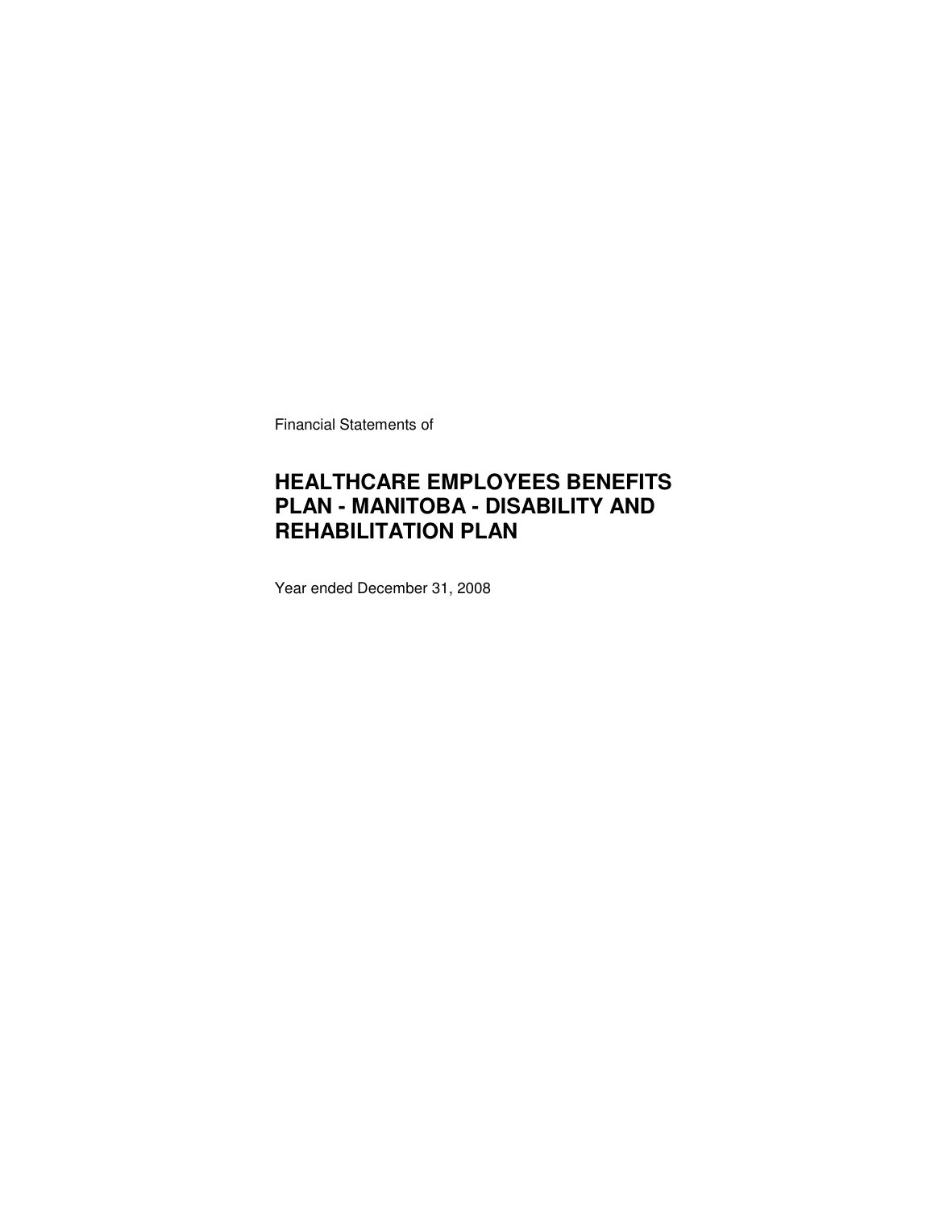Financial Statements of

# HEALTHCARE EMPLOYEES BENEFITS PLAN - MANITOBA - DISABILITY AND REHABILITATION PLAN

Year ended December 31, 2008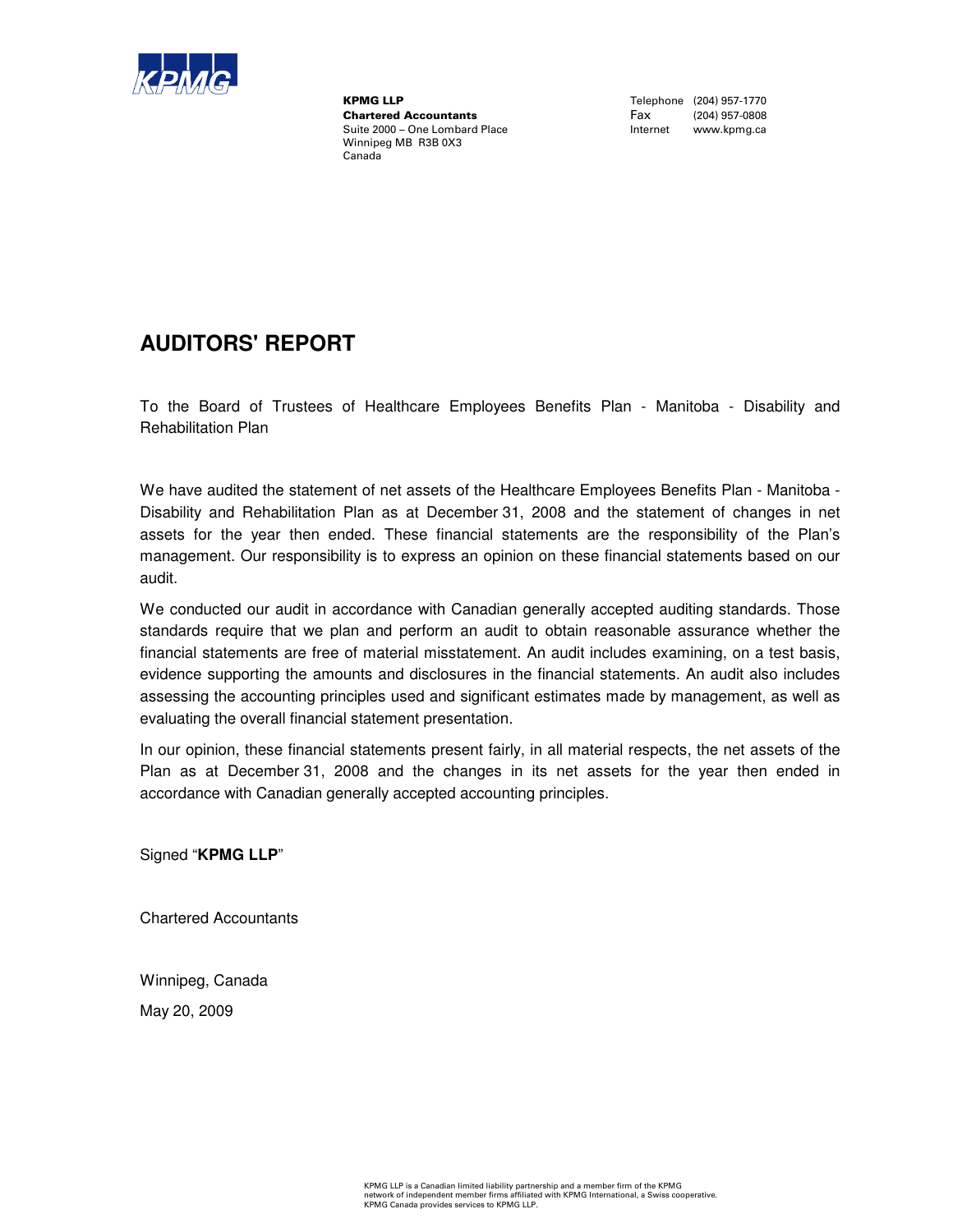KPMG

**KPMG LLP**
**Chartered Accountants**
Suite 2000 – One Lombard Place
Winnipeg MB R3B 0X3
Canada

Telephone (204) 957-1770
Fax (204) 957-0808
Internet www.kpmg.ca

# AUDITORS' REPORT

To the Board of Trustees of Healthcare Employees Benefits Plan - Manitoba - Disability and Rehabilitation Plan

We have audited the statement of net assets of the Healthcare Employees Benefits Plan - Manitoba - Disability and Rehabilitation Plan as at December 31, 2008 and the statement of changes in net assets for the year then ended. These financial statements are the responsibility of the Plan's management. Our responsibility is to express an opinion on these financial statements based on our audit.

We conducted our audit in accordance with Canadian generally accepted auditing standards. Those standards require that we plan and perform an audit to obtain reasonable assurance whether the financial statements are free of material misstatement. An audit includes examining, on a test basis, evidence supporting the amounts and disclosures in the financial statements. An audit also includes assessing the accounting principles used and significant estimates made by management, as well as evaluating the overall financial statement presentation.

In our opinion, these financial statements present fairly, in all material respects, the net assets of the Plan as at December 31, 2008 and the changes in its net assets for the year then ended in accordance with Canadian generally accepted accounting principles.

Signed "**KPMG LLP**"

Chartered Accountants

Winnipeg, Canada

May 20, 2009

KPMG LLP is a Canadian limited liability partnership and a member firm of the KPMG network of independent member firms affiliated with KPMG International, a Swiss cooperative. KPMG Canada provides services to KPMG LLP.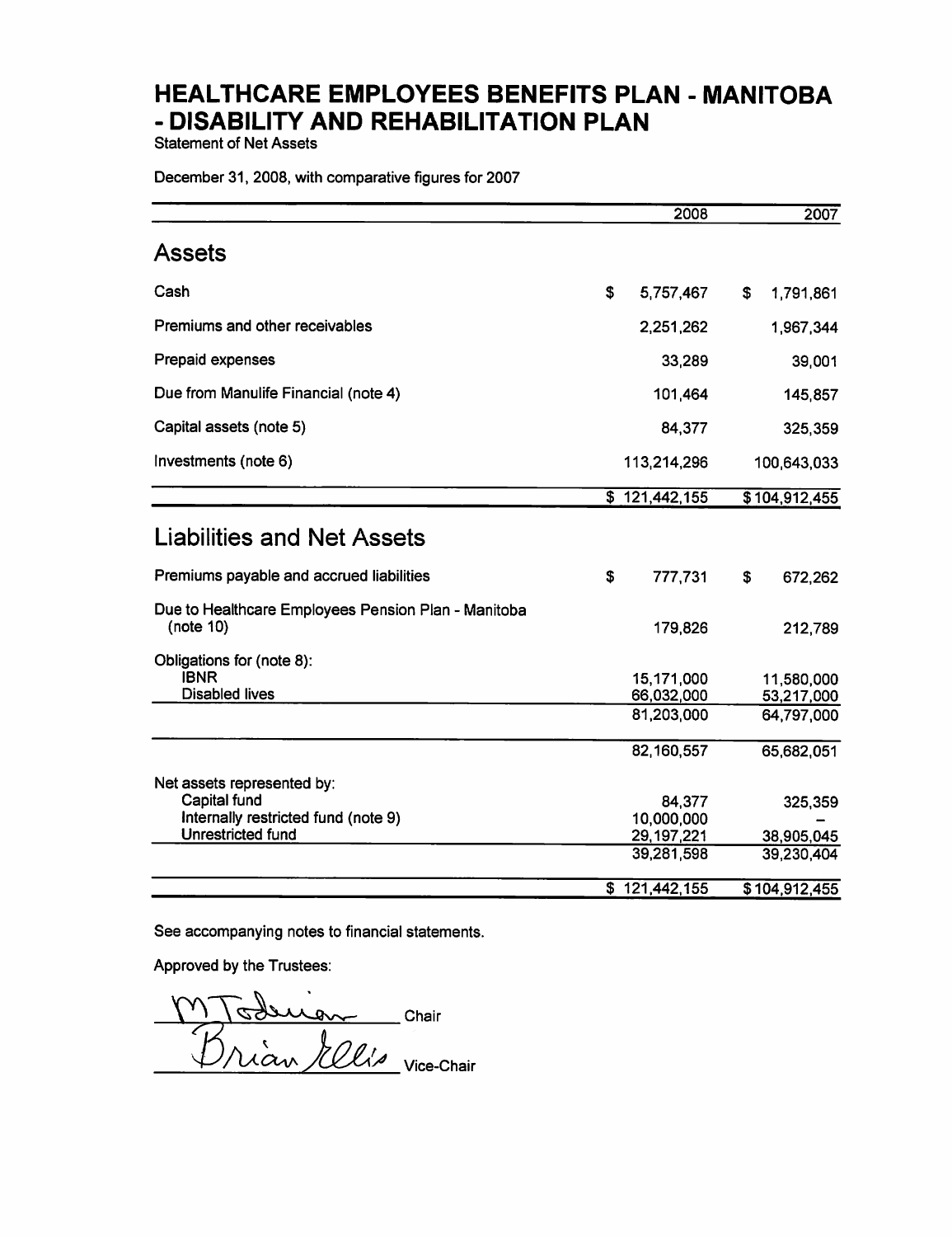# HEALTHCARE EMPLOYEES BENEFITS PLAN - MANITOBA - DISABILITY AND REHABILITATION PLAN

Statement of Net Assets

December 31, 2008, with comparative figures for 2007

| | 2008 | 2007 |
|---|---|---|
| **Assets** | | |
| Cash | $ 5,757,467 | $ 1,791,861 |
| Premiums and other receivables | 2,251,262 | 1,967,344 |
| Prepaid expenses | 33,289 | 39,001 |
| Due from Manulife Financial (note 4) | 101,464 | 145,857 |
| Capital assets (note 5) | 84,377 | 325,359 |
| Investments (note 6) | 113,214,296 | 100,643,033 |
| | $ 121,442,155 | $ 104,912,455 |
| **Liabilities and Net Assets** | | |
| Premiums payable and accrued liabilities | $ 777,731 | $ 672,262 |
| Due to Healthcare Employees Pension Plan - Manitoba (note 10) | 179,826 | 212,789 |
| Obligations for (note 8): | | |
| IBNR | 15,171,000 | 11,580,000 |
| Disabled lives | 66,032,000 | 53,217,000 |
| | 81,203,000 | 64,797,000 |
| | 82,160,557 | 65,682,051 |
| Net assets represented by: | | |
| Capital fund | 84,377 | 325,359 |
| Internally restricted fund (note 9) | 10,000,000 | – |
| Unrestricted fund | 29,197,221 | 38,905,045 |
| | 39,281,598 | 39,230,404 |
| | $ 121,442,155 | $ 104,912,455 |

See accompanying notes to financial statements.

Approved by the Trustees:

M Todaian Chair

Brian Ellis Vice-Chair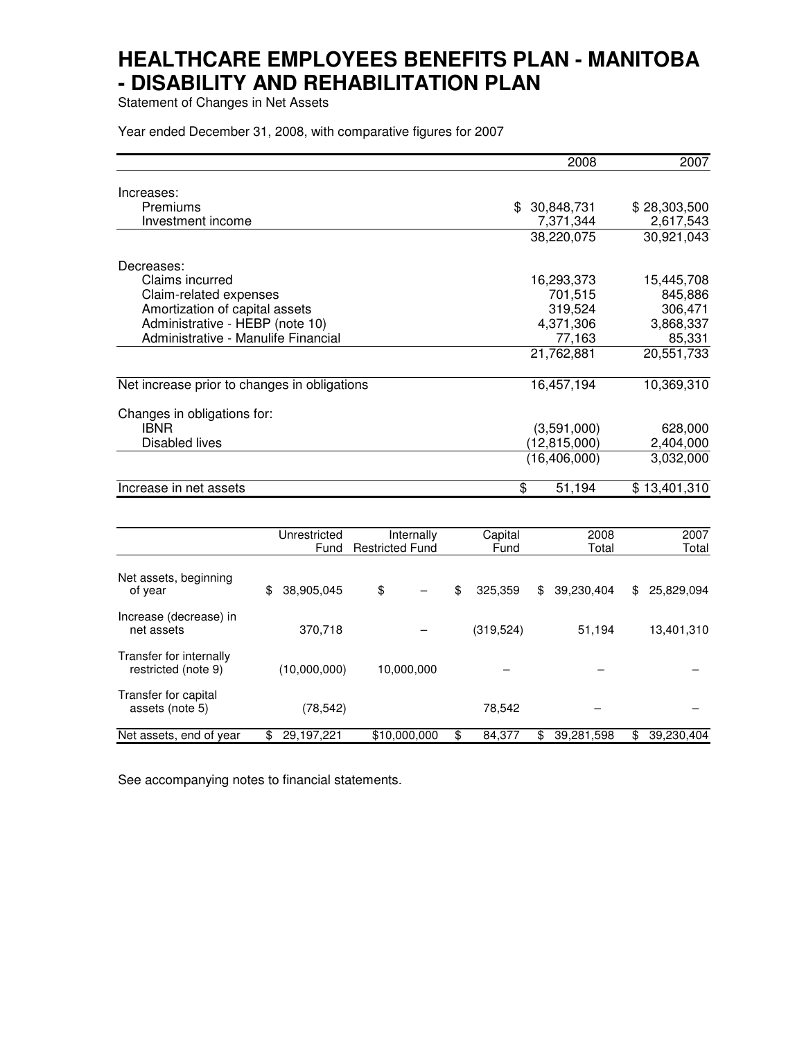# HEALTHCARE EMPLOYEES BENEFITS PLAN - MANITOBA - DISABILITY AND REHABILITATION PLAN

Statement of Changes in Net Assets

Year ended December 31, 2008, with comparative figures for 2007

| | 2008 | 2007 |
|---|---|---|
| Increases: | | |
| Premiums | $ 30,848,731 | $ 28,303,500 |
| Investment income | 7,371,344 | 2,617,543 |
| | 38,220,075 | 30,921,043 |
| Decreases: | | |
| Claims incurred | 16,293,373 | 15,445,708 |
| Claim-related expenses | 701,515 | 845,886 |
| Amortization of capital assets | 319,524 | 306,471 |
| Administrative - HEBP (note 10) | 4,371,306 | 3,868,337 |
| Administrative - Manulife Financial | 77,163 | 85,331 |
| | 21,762,881 | 20,551,733 |
| Net increase prior to changes in obligations | 16,457,194 | 10,369,310 |
| Changes in obligations for: | | |
| IBNR | (3,591,000) | 628,000 |
| Disabled lives | (12,815,000) | 2,404,000 |
| | (16,406,000) | 3,032,000 |
| Increase in net assets | $ 51,194 | $ 13,401,310 |

| | Unrestricted Fund | Internally Restricted Fund | Capital Fund | 2008 Total | 2007 Total |
|---|---|---|---|---|---|
| Net assets, beginning of year | $ 38,905,045 | $ – | $ 325,359 | $ 39,230,404 | $ 25,829,094 |
| Increase (decrease) in net assets | 370,718 | – | (319,524) | 51,194 | 13,401,310 |
| Transfer for internally restricted (note 9) | (10,000,000) | 10,000,000 | – | – | – |
| Transfer for capital assets (note 5) | (78,542) | | 78,542 | – | – |
| Net assets, end of year | $ 29,197,221 | $10,000,000 | $ 84,377 | $ 39,281,598 | $ 39,230,404 |

See accompanying notes to financial statements.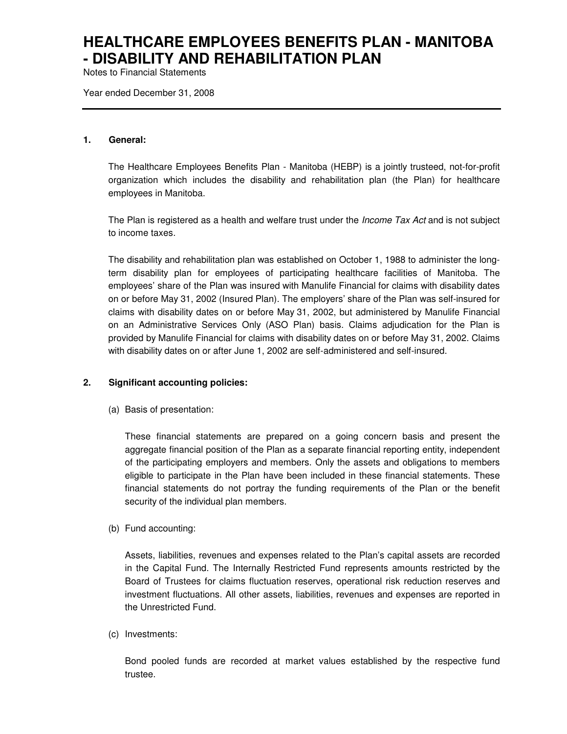# HEALTHCARE EMPLOYEES BENEFITS PLAN - MANITOBA - DISABILITY AND REHABILITATION PLAN

Notes to Financial Statements

Year ended December 31, 2008

---

**1. General:**

The Healthcare Employees Benefits Plan - Manitoba (HEBP) is a jointly trusteed, not-for-profit organization which includes the disability and rehabilitation plan (the Plan) for healthcare employees in Manitoba.

The Plan is registered as a health and welfare trust under the *Income Tax Act* and is not subject to income taxes.

The disability and rehabilitation plan was established on October 1, 1988 to administer the long-term disability plan for employees of participating healthcare facilities of Manitoba. The employees' share of the Plan was insured with Manulife Financial for claims with disability dates on or before May 31, 2002 (Insured Plan). The employers' share of the Plan was self-insured for claims with disability dates on or before May 31, 2002, but administered by Manulife Financial on an Administrative Services Only (ASO Plan) basis. Claims adjudication for the Plan is provided by Manulife Financial for claims with disability dates on or before May 31, 2002. Claims with disability dates on or after June 1, 2002 are self-administered and self-insured.

**2. Significant accounting policies:**

(a) Basis of presentation:

These financial statements are prepared on a going concern basis and present the aggregate financial position of the Plan as a separate financial reporting entity, independent of the participating employers and members. Only the assets and obligations to members eligible to participate in the Plan have been included in these financial statements. These financial statements do not portray the funding requirements of the Plan or the benefit security of the individual plan members.

(b) Fund accounting:

Assets, liabilities, revenues and expenses related to the Plan's capital assets are recorded in the Capital Fund. The Internally Restricted Fund represents amounts restricted by the Board of Trustees for claims fluctuation reserves, operational risk reduction reserves and investment fluctuations. All other assets, liabilities, revenues and expenses are reported in the Unrestricted Fund.

(c) Investments:

Bond pooled funds are recorded at market values established by the respective fund trustee.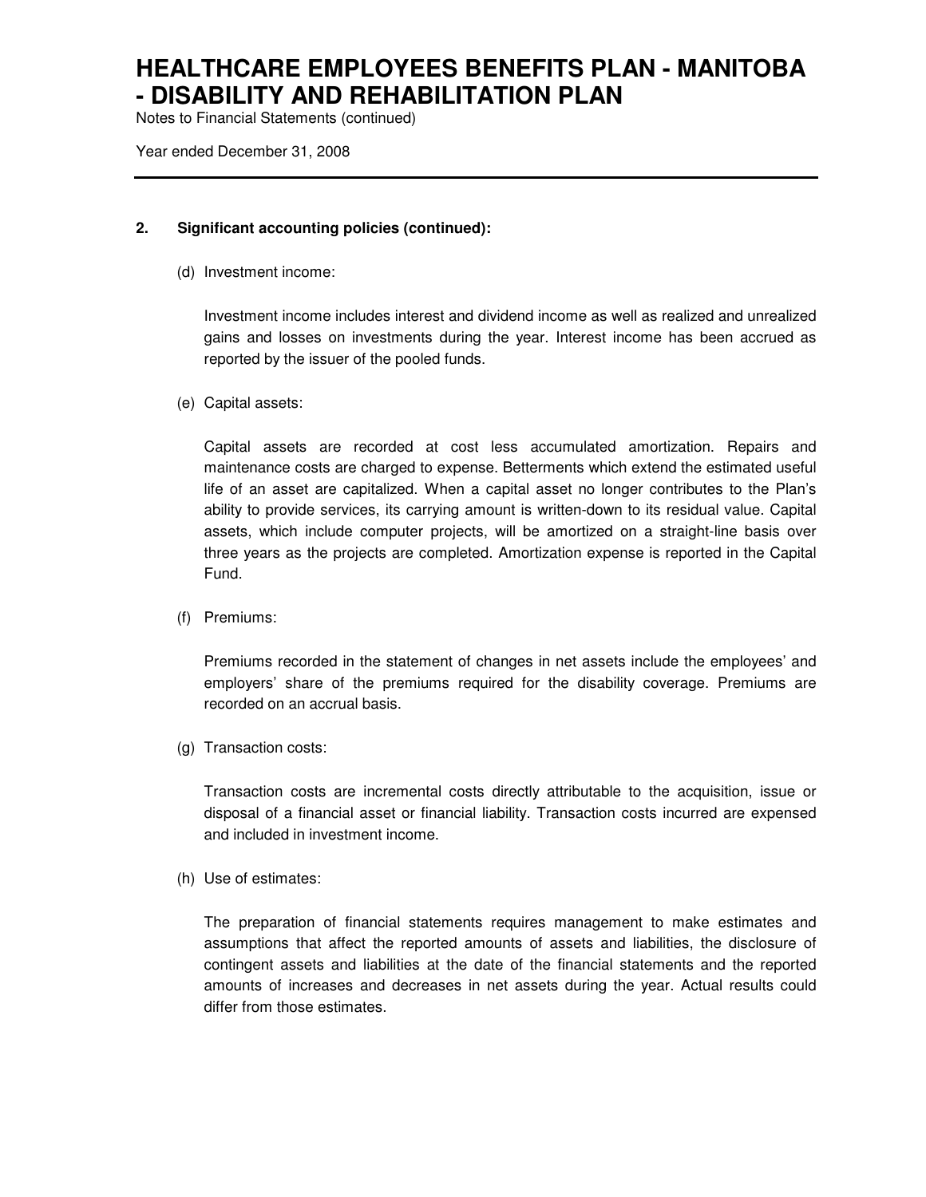### 2. Significant accounting policies (continued):

(d) Investment income:

Investment income includes interest and dividend income as well as realized and unrealized gains and losses on investments during the year. Interest income has been accrued as reported by the issuer of the pooled funds.

(e) Capital assets:

Capital assets are recorded at cost less accumulated amortization. Repairs and maintenance costs are charged to expense. Betterments which extend the estimated useful life of an asset are capitalized. When a capital asset no longer contributes to the Plan's ability to provide services, its carrying amount is written-down to its residual value. Capital assets, which include computer projects, will be amortized on a straight-line basis over three years as the projects are completed. Amortization expense is reported in the Capital Fund.

(f) Premiums:

Premiums recorded in the statement of changes in net assets include the employees' and employers' share of the premiums required for the disability coverage. Premiums are recorded on an accrual basis.

(g) Transaction costs:

Transaction costs are incremental costs directly attributable to the acquisition, issue or disposal of a financial asset or financial liability. Transaction costs incurred are expensed and included in investment income.

(h) Use of estimates:

The preparation of financial statements requires management to make estimates and assumptions that affect the reported amounts of assets and liabilities, the disclosure of contingent assets and liabilities at the date of the financial statements and the reported amounts of increases and decreases in net assets during the year. Actual results could differ from those estimates.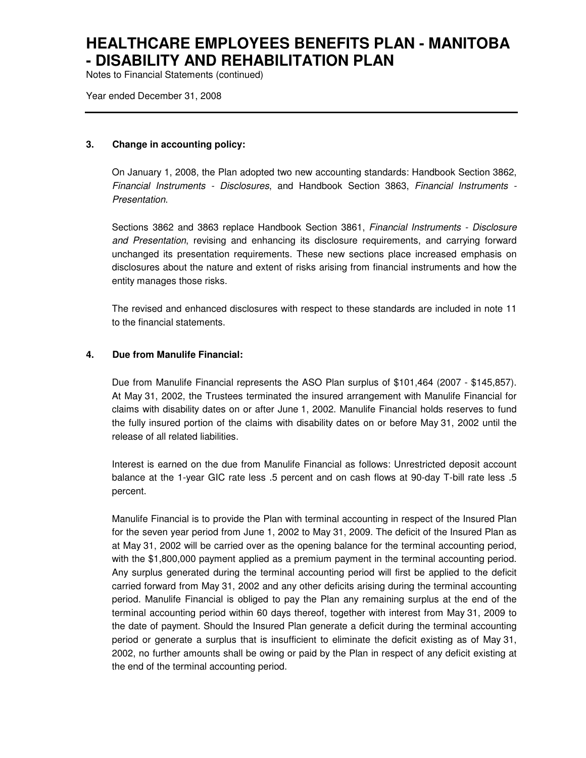# HEALTHCARE EMPLOYEES BENEFITS PLAN - MANITOBA - DISABILITY AND REHABILITATION PLAN

Notes to Financial Statements (continued)

Year ended December 31, 2008

## 3. Change in accounting policy:

On January 1, 2008, the Plan adopted two new accounting standards: Handbook Section 3862, *Financial Instruments - Disclosures*, and Handbook Section 3863, *Financial Instruments - Presentation*.

Sections 3862 and 3863 replace Handbook Section 3861, *Financial Instruments - Disclosure and Presentation*, revising and enhancing its disclosure requirements, and carrying forward unchanged its presentation requirements. These new sections place increased emphasis on disclosures about the nature and extent of risks arising from financial instruments and how the entity manages those risks.

The revised and enhanced disclosures with respect to these standards are included in note 11 to the financial statements.

## 4. Due from Manulife Financial:

Due from Manulife Financial represents the ASO Plan surplus of $101,464 (2007 - $145,857). At May 31, 2002, the Trustees terminated the insured arrangement with Manulife Financial for claims with disability dates on or after June 1, 2002. Manulife Financial holds reserves to fund the fully insured portion of the claims with disability dates on or before May 31, 2002 until the release of all related liabilities.

Interest is earned on the due from Manulife Financial as follows: Unrestricted deposit account balance at the 1-year GIC rate less .5 percent and on cash flows at 90-day T-bill rate less .5 percent.

Manulife Financial is to provide the Plan with terminal accounting in respect of the Insured Plan for the seven year period from June 1, 2002 to May 31, 2009. The deficit of the Insured Plan as at May 31, 2002 will be carried over as the opening balance for the terminal accounting period, with the $1,800,000 payment applied as a premium payment in the terminal accounting period. Any surplus generated during the terminal accounting period will first be applied to the deficit carried forward from May 31, 2002 and any other deficits arising during the terminal accounting period. Manulife Financial is obliged to pay the Plan any remaining surplus at the end of the terminal accounting period within 60 days thereof, together with interest from May 31, 2009 to the date of payment. Should the Insured Plan generate a deficit during the terminal accounting period or generate a surplus that is insufficient to eliminate the deficit existing as of May 31, 2002, no further amounts shall be owing or paid by the Plan in respect of any deficit existing at the end of the terminal accounting period.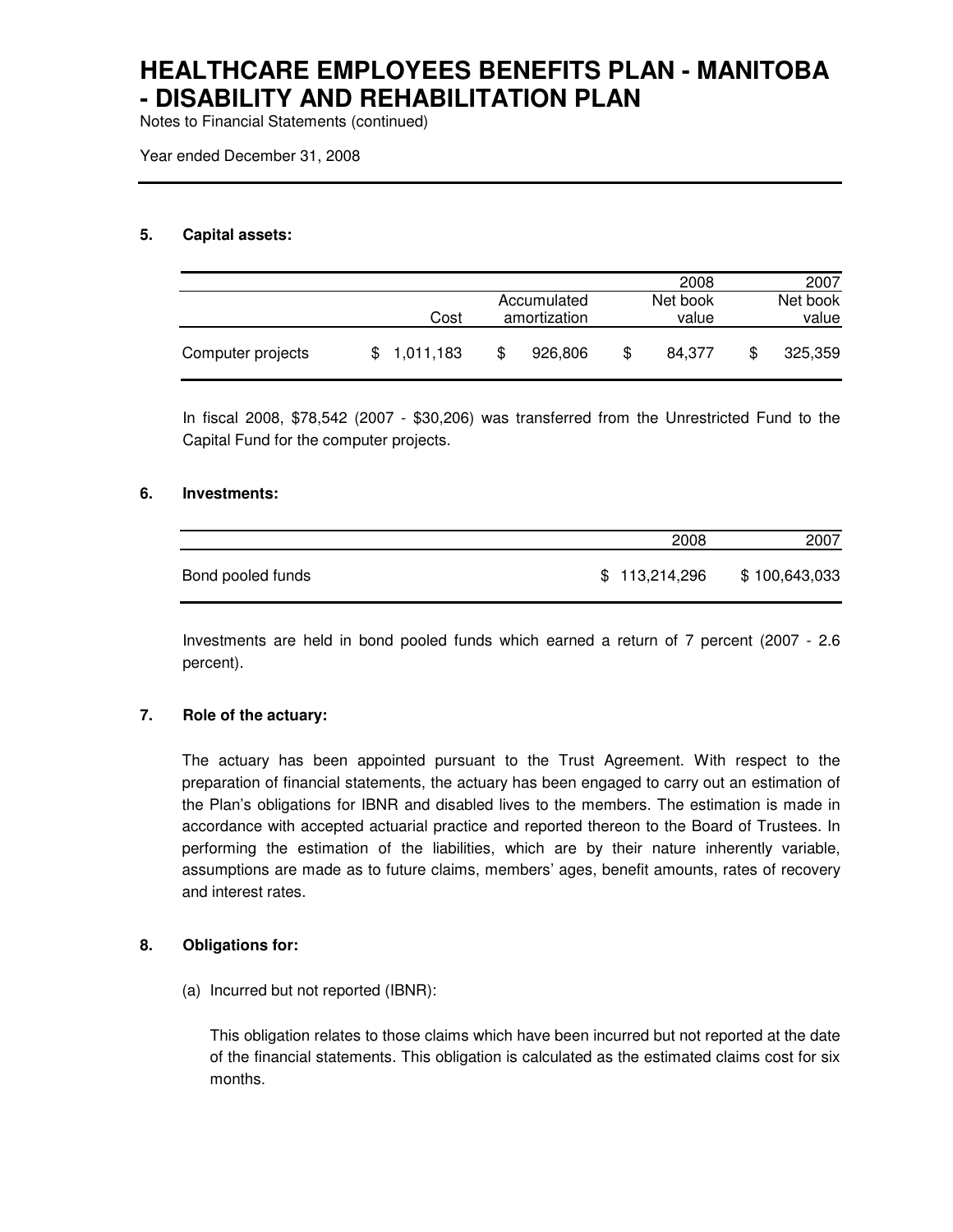# HEALTHCARE EMPLOYEES BENEFITS PLAN - MANITOBA - DISABILITY AND REHABILITATION PLAN

Notes to Financial Statements (continued)

Year ended December 31, 2008

**5. Capital assets:**

| | Cost | Accumulated amortization | 2008 Net book value | 2007 Net book value |
|---|---|---|---|---|
| Computer projects | $ 1,011,183 | $ 926,806 | $ 84,377 | $ 325,359 |

In fiscal 2008, $78,542 (2007 - $30,206) was transferred from the Unrestricted Fund to the Capital Fund for the computer projects.

**6. Investments:**

| | 2008 | 2007 |
|---|---|---|
| Bond pooled funds | $ 113,214,296 | $ 100,643,033 |

Investments are held in bond pooled funds which earned a return of 7 percent (2007 - 2.6 percent).

**7. Role of the actuary:**

The actuary has been appointed pursuant to the Trust Agreement. With respect to the preparation of financial statements, the actuary has been engaged to carry out an estimation of the Plan's obligations for IBNR and disabled lives to the members. The estimation is made in accordance with accepted actuarial practice and reported thereon to the Board of Trustees. In performing the estimation of the liabilities, which are by their nature inherently variable, assumptions are made as to future claims, members' ages, benefit amounts, rates of recovery and interest rates.

**8. Obligations for:**

(a) Incurred but not reported (IBNR):

This obligation relates to those claims which have been incurred but not reported at the date of the financial statements. This obligation is calculated as the estimated claims cost for six months.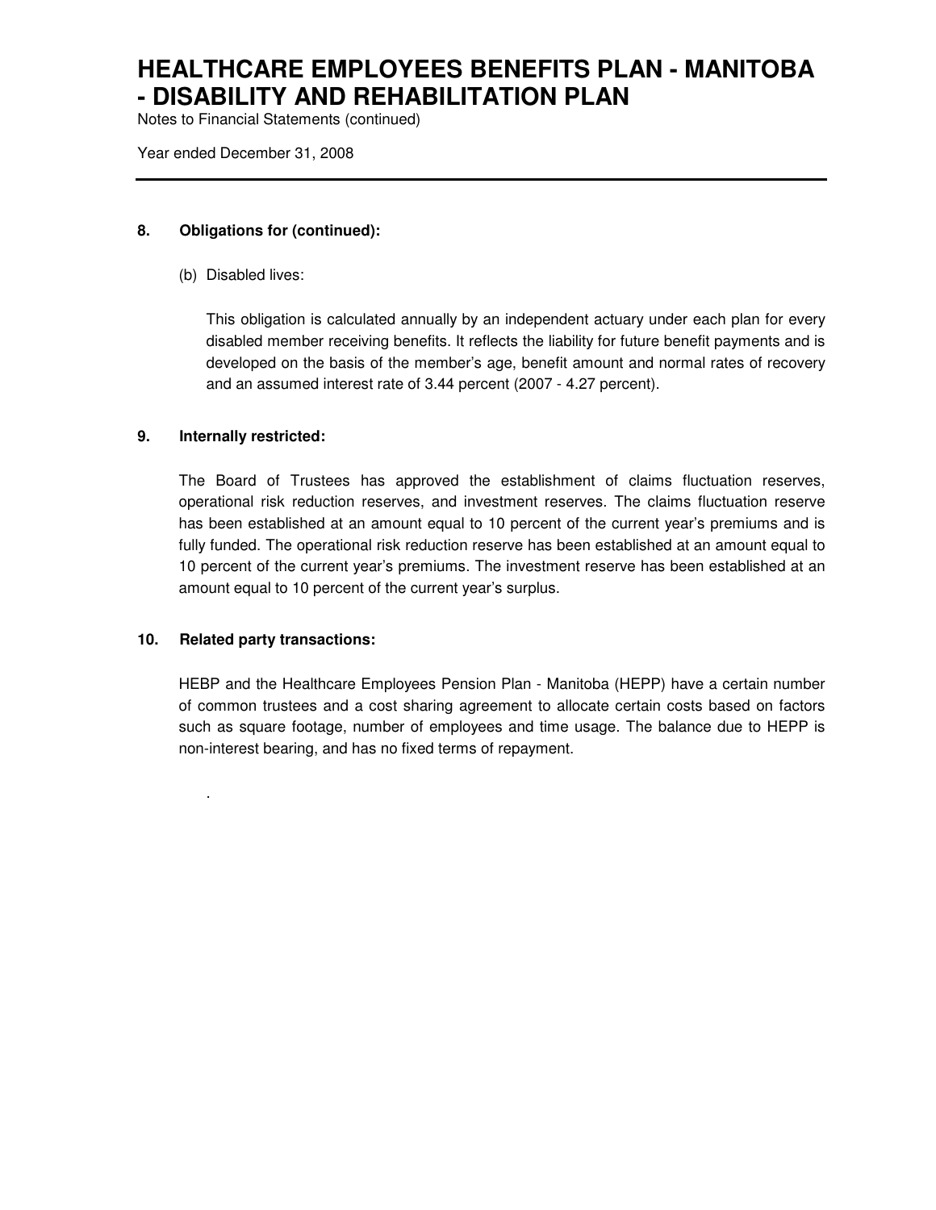# HEALTHCARE EMPLOYEES BENEFITS PLAN - MANITOBA - DISABILITY AND REHABILITATION PLAN

Notes to Financial Statements (continued)

Year ended December 31, 2008

---

**8. Obligations for (continued):**

(b) Disabled lives:

This obligation is calculated annually by an independent actuary under each plan for every disabled member receiving benefits. It reflects the liability for future benefit payments and is developed on the basis of the member's age, benefit amount and normal rates of recovery and an assumed interest rate of 3.44 percent (2007 - 4.27 percent).

**9. Internally restricted:**

The Board of Trustees has approved the establishment of claims fluctuation reserves, operational risk reduction reserves, and investment reserves. The claims fluctuation reserve has been established at an amount equal to 10 percent of the current year's premiums and is fully funded. The operational risk reduction reserve has been established at an amount equal to 10 percent of the current year's premiums. The investment reserve has been established at an amount equal to 10 percent of the current year's surplus.

**10. Related party transactions:**

HEBP and the Healthcare Employees Pension Plan - Manitoba (HEPP) have a certain number of common trustees and a cost sharing agreement to allocate certain costs based on factors such as square footage, number of employees and time usage. The balance due to HEPP is non-interest bearing, and has no fixed terms of repayment.

.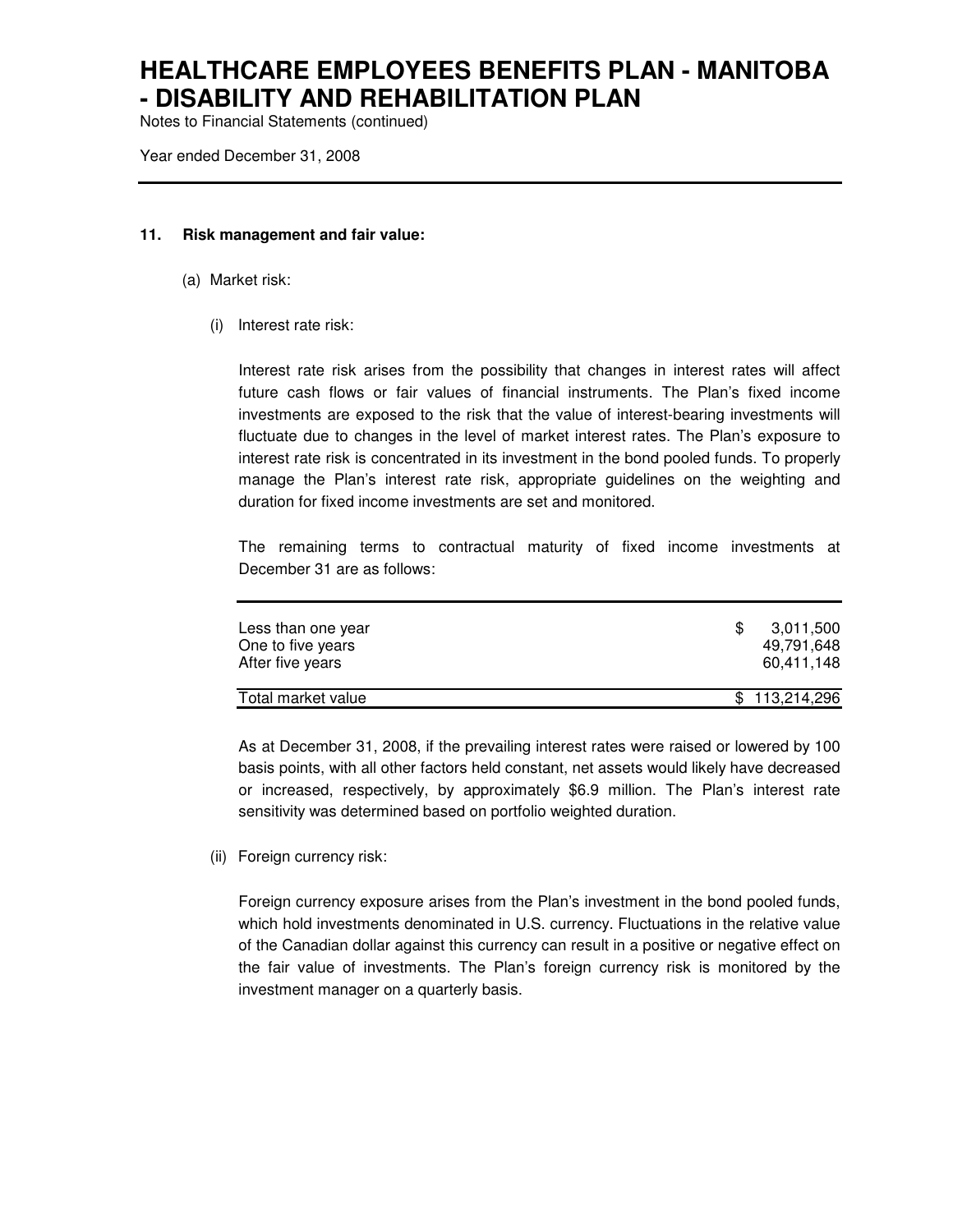# HEALTHCARE EMPLOYEES BENEFITS PLAN - MANITOBA - DISABILITY AND REHABILITATION PLAN

Notes to Financial Statements (continued)

Year ended December 31, 2008

**11. Risk management and fair value:**

(a) Market risk:

(i) Interest rate risk:

Interest rate risk arises from the possibility that changes in interest rates will affect future cash flows or fair values of financial instruments. The Plan's fixed income investments are exposed to the risk that the value of interest-bearing investments will fluctuate due to changes in the level of market interest rates. The Plan's exposure to interest rate risk is concentrated in its investment in the bond pooled funds. To properly manage the Plan's interest rate risk, appropriate guidelines on the weighting and duration for fixed income investments are set and monitored.

The remaining terms to contractual maturity of fixed income investments at December 31 are as follows:

| | |
|---|---|
| Less than one year | $ 3,011,500 |
| One to five years | 49,791,648 |
| After five years | 60,411,148 |
| Total market value | $ 113,214,296 |

As at December 31, 2008, if the prevailing interest rates were raised or lowered by 100 basis points, with all other factors held constant, net assets would likely have decreased or increased, respectively, by approximately $6.9 million. The Plan's interest rate sensitivity was determined based on portfolio weighted duration.

(ii) Foreign currency risk:

Foreign currency exposure arises from the Plan's investment in the bond pooled funds, which hold investments denominated in U.S. currency. Fluctuations in the relative value of the Canadian dollar against this currency can result in a positive or negative effect on the fair value of investments. The Plan's foreign currency risk is monitored by the investment manager on a quarterly basis.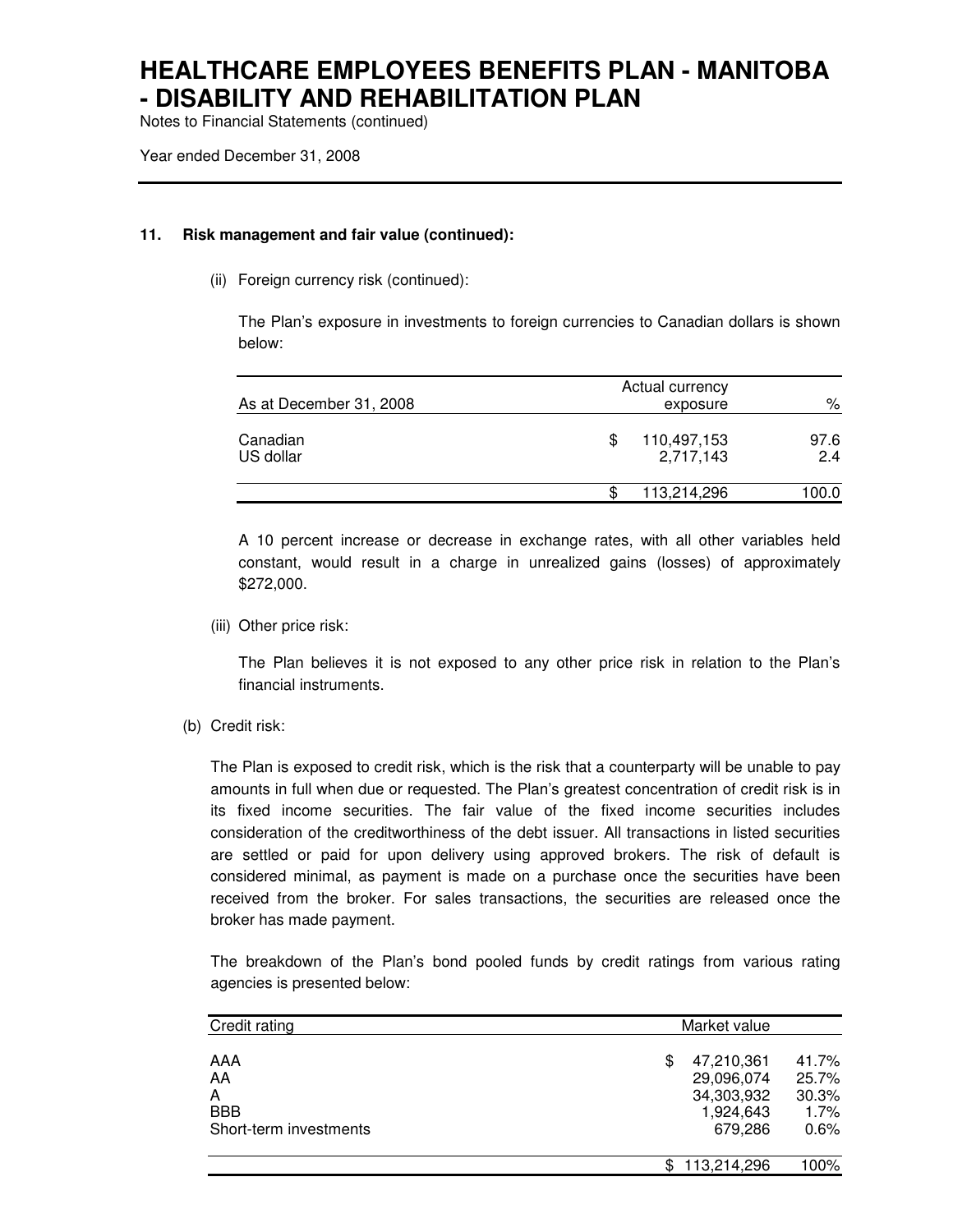# HEALTHCARE EMPLOYEES BENEFITS PLAN - MANITOBA - DISABILITY AND REHABILITATION PLAN

Notes to Financial Statements (continued)

Year ended December 31, 2008

**11. Risk management and fair value (continued):**

(ii) Foreign currency risk (continued):

The Plan's exposure in investments to foreign currencies to Canadian dollars is shown below:

| As at December 31, 2008 | Actual currency exposure | % |
|---|---|---|
| Canadian | $ 110,497,153 | 97.6 |
| US dollar | 2,717,143 | 2.4 |
| | $ 113,214,296 | 100.0 |

A 10 percent increase or decrease in exchange rates, with all other variables held constant, would result in a charge in unrealized gains (losses) of approximately $272,000.

(iii) Other price risk:

The Plan believes it is not exposed to any other price risk in relation to the Plan's financial instruments.

(b) Credit risk:

The Plan is exposed to credit risk, which is the risk that a counterparty will be unable to pay amounts in full when due or requested. The Plan's greatest concentration of credit risk is in its fixed income securities. The fair value of the fixed income securities includes consideration of the creditworthiness of the debt issuer. All transactions in listed securities are settled or paid for upon delivery using approved brokers. The risk of default is considered minimal, as payment is made on a purchase once the securities have been received from the broker. For sales transactions, the securities are released once the broker has made payment.

The breakdown of the Plan's bond pooled funds by credit ratings from various rating agencies is presented below:

| Credit rating | Market value | |
|---|---|---|
| AAA | $ 47,210,361 | 41.7% |
| AA | 29,096,074 | 25.7% |
| A | 34,303,932 | 30.3% |
| BBB | 1,924,643 | 1.7% |
| Short-term investments | 679,286 | 0.6% |
| | $ 113,214,296 | 100% |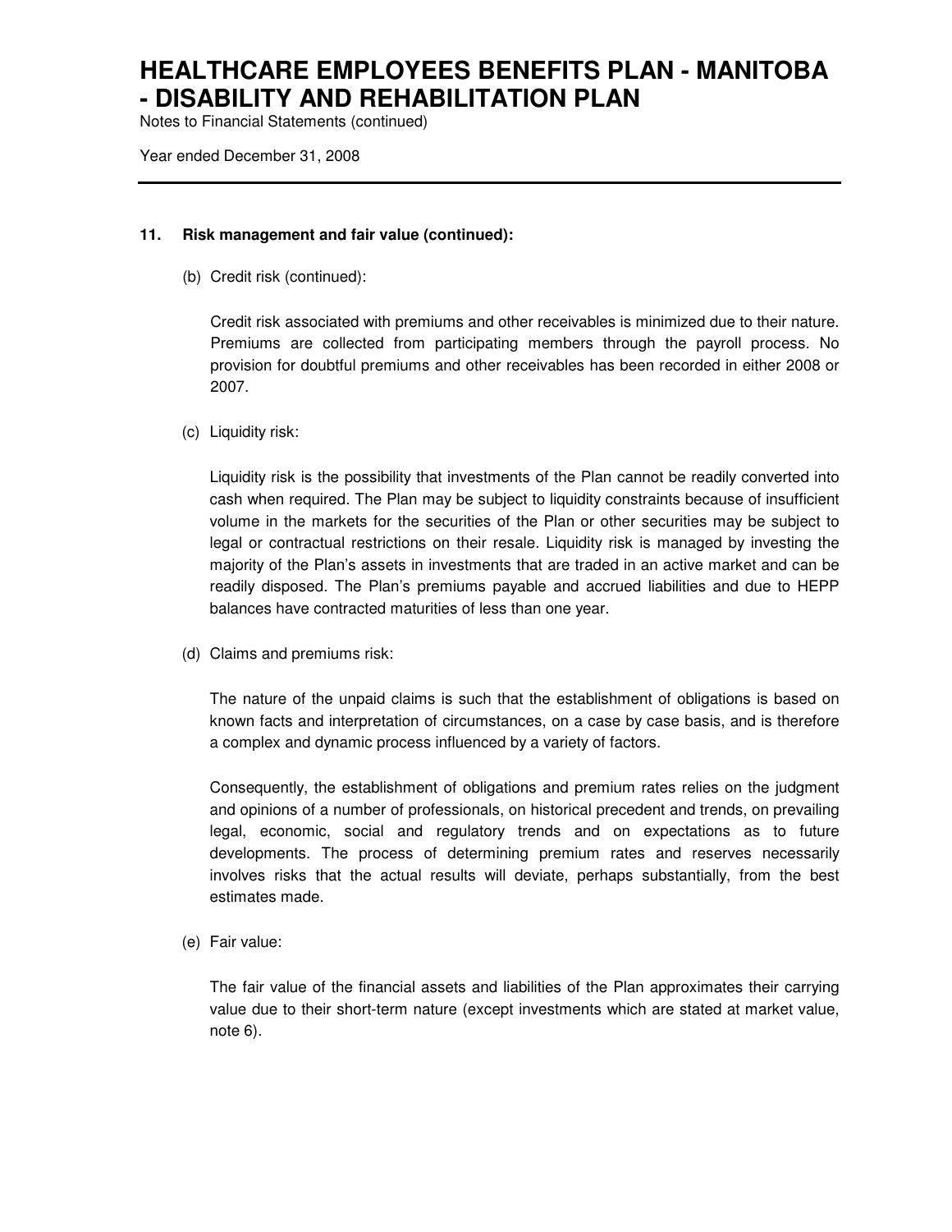## 11. Risk management and fair value (continued):

(b) Credit risk (continued):

Credit risk associated with premiums and other receivables is minimized due to their nature. Premiums are collected from participating members through the payroll process. No provision for doubtful premiums and other receivables has been recorded in either 2008 or 2007.

(c) Liquidity risk:

Liquidity risk is the possibility that investments of the Plan cannot be readily converted into cash when required. The Plan may be subject to liquidity constraints because of insufficient volume in the markets for the securities of the Plan or other securities may be subject to legal or contractual restrictions on their resale. Liquidity risk is managed by investing the majority of the Plan's assets in investments that are traded in an active market and can be readily disposed. The Plan's premiums payable and accrued liabilities and due to HEPP balances have contracted maturities of less than one year.

(d) Claims and premiums risk:

The nature of the unpaid claims is such that the establishment of obligations is based on known facts and interpretation of circumstances, on a case by case basis, and is therefore a complex and dynamic process influenced by a variety of factors.

Consequently, the establishment of obligations and premium rates relies on the judgment and opinions of a number of professionals, on historical precedent and trends, on prevailing legal, economic, social and regulatory trends and on expectations as to future developments. The process of determining premium rates and reserves necessarily involves risks that the actual results will deviate, perhaps substantially, from the best estimates made.

(e) Fair value:

The fair value of the financial assets and liabilities of the Plan approximates their carrying value due to their short-term nature (except investments which are stated at market value, note 6).